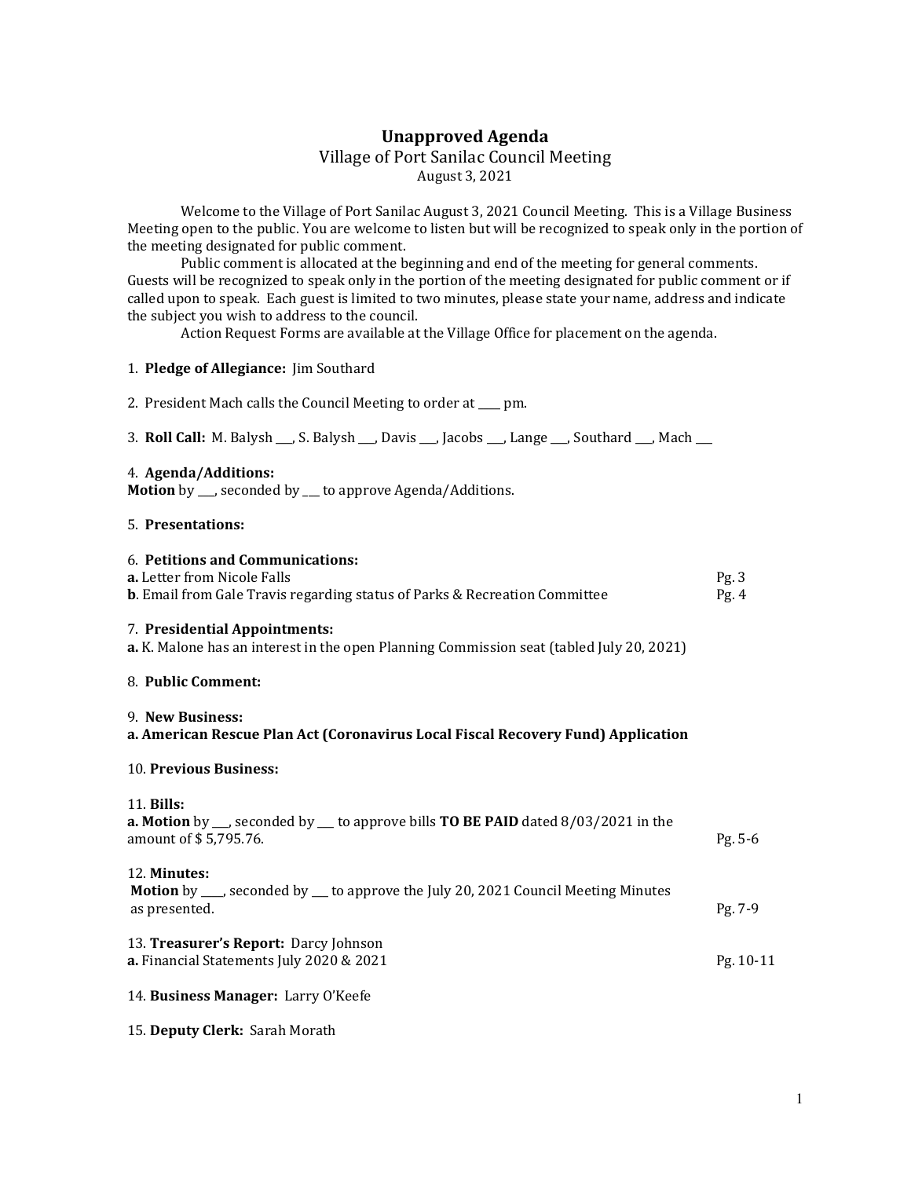# Unapproved Agenda

Village of Port Sanilac Council Meeting

August 3, 2021

Welcome to the Village of Port Sanilac August 3, 2021 Council Meeting. This is a Village Business Meeting open to the public. You are welcome to listen but will be recognized to speak only in the portion of the meeting designated for public comment.

Public comment is allocated at the beginning and end of the meeting for general comments. Guests will be recognized to speak only in the portion of the meeting designated for public comment or if called upon to speak. Each guest is limited to two minutes, please state your name, address and indicate the subject you wish to address to the council.

Action Request Forms are available at the Village Office for placement on the agenda.

1. **Pledge of Allegiance:** Jim Southard

2. President Mach calls the Council Meeting to order at ____ pm.

3. **Roll Call:** M. Balysh ___, S. Balysh ___, Davis ___, Jacobs ___, Lange ___, Southard ___, Mach ___

4. **Agenda/Additions:**
**Motion** by ___, seconded by ___ to approve Agenda/Additions.

5. **Presentations:**

6. **Petitions and Communications:**
**a.** Letter from Nicole Falls — Pg. 3
**b**. Email from Gale Travis regarding status of Parks & Recreation Committee — Pg. 4

7. **Presidential Appointments:**
**a.** K. Malone has an interest in the open Planning Commission seat (tabled July 20, 2021)

8. **Public Comment:**

9. **New Business:**
**a. American Rescue Plan Act (Coronavirus Local Fiscal Recovery Fund) Application**

10. **Previous Business:**

11. **Bills:**
**a. Motion** by ___, seconded by ___ to approve bills **TO BE PAID** dated 8/03/2021 in the amount of $ 5,795.76. — Pg. 5-6

12. **Minutes:**
**Motion** by ____, seconded by ___ to approve the July 20, 2021 Council Meeting Minutes as presented. — Pg. 7-9

13. **Treasurer's Report:** Darcy Johnson
**a.** Financial Statements July 2020 & 2021 — Pg. 10-11

14. **Business Manager:** Larry O'Keefe

15. **Deputy Clerk:** Sarah Morath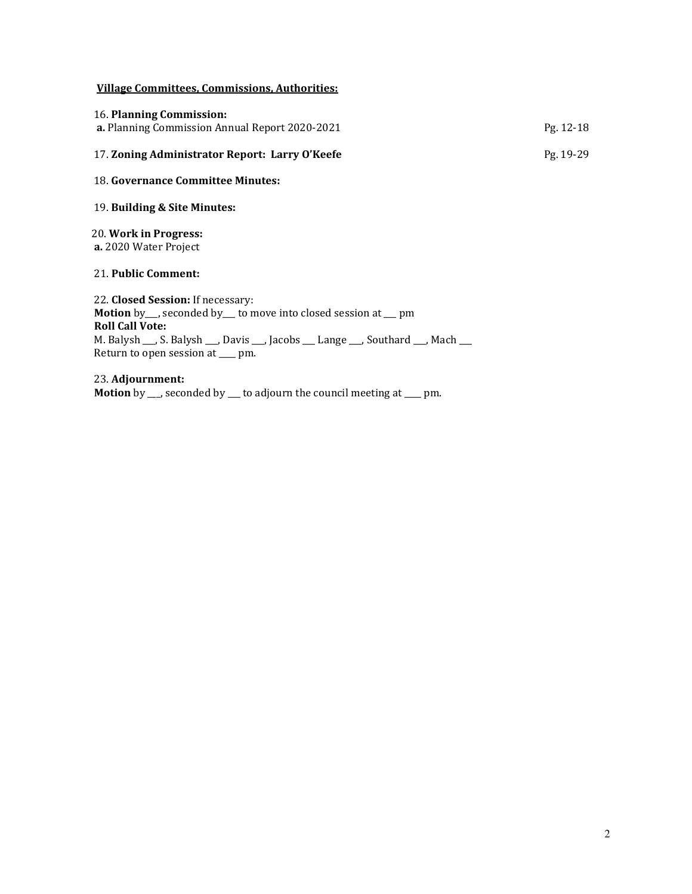**<u>Village Committees, Commissions, Authorities:</u>**

16. **Planning Commission:**
**a.** Planning Commission Annual Report 2020-2021 Pg. 12-18

17. **Zoning Administrator Report: Larry O'Keefe** Pg. 19-29

18. **Governance Committee Minutes:**

19. **Building & Site Minutes:**

20. **Work in Progress:**
**a.** 2020 Water Project

21. **Public Comment:**

22. **Closed Session:** If necessary:
**Motion** by___, seconded by___ to move into closed session at ___ pm
**Roll Call Vote:**
M. Balysh ___, S. Balysh ___, Davis ___, Jacobs ___ Lange ___, Southard ___, Mach ___
Return to open session at ____ pm.

23. **Adjournment:**
**Motion** by ___, seconded by ___ to adjourn the council meeting at ____ pm.